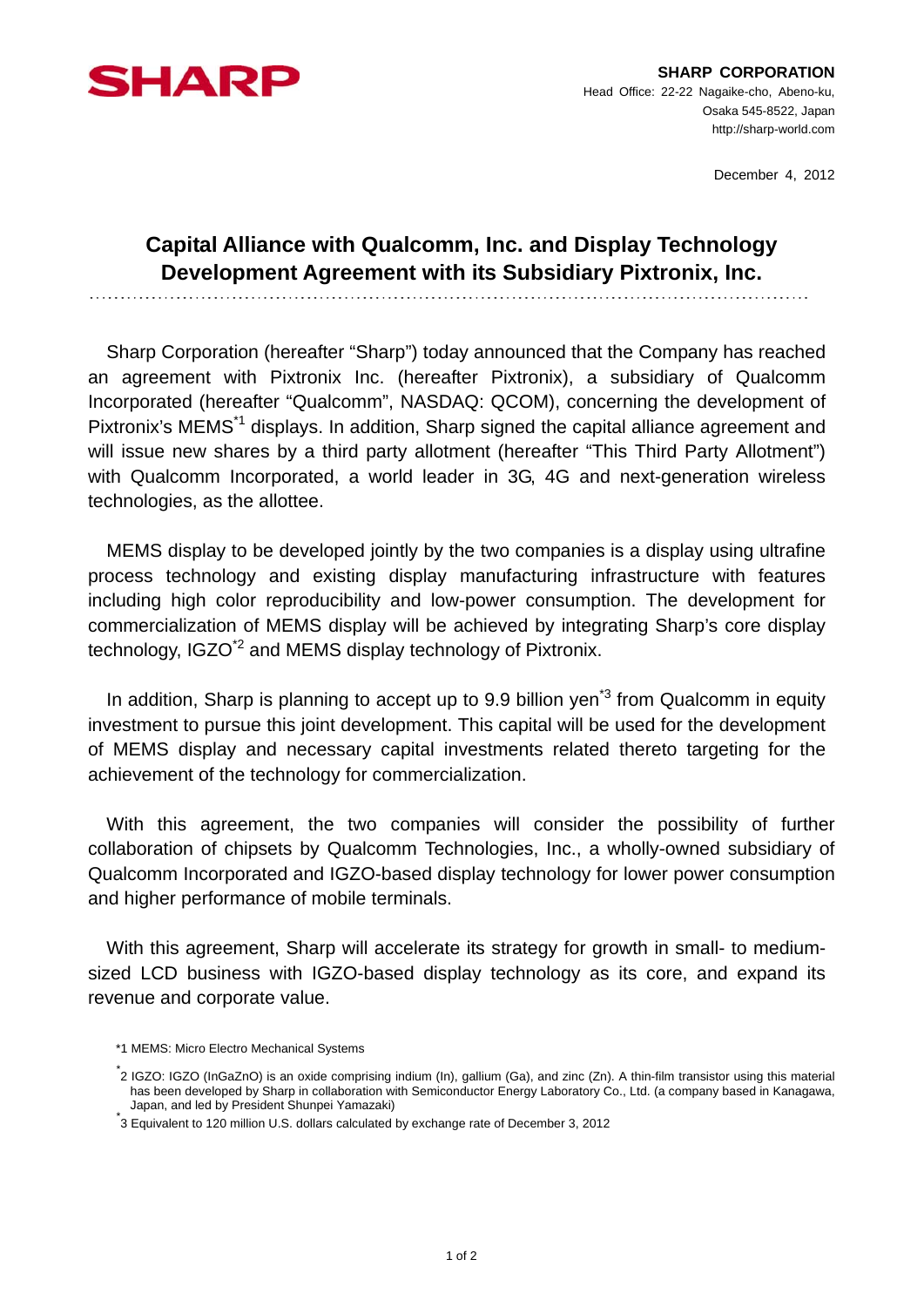SHARP

**SHARP CORPORATION**
Head Office: 22-22 Nagaike-cho, Abeno-ku,
Osaka 545-8522, Japan
http://sharp-world.com

December 4, 2012

# Capital Alliance with Qualcomm, Inc. and Display Technology Development Agreement with its Subsidiary Pixtronix, Inc.

Sharp Corporation (hereafter "Sharp") today announced that the Company has reached an agreement with Pixtronix Inc. (hereafter Pixtronix), a subsidiary of Qualcomm Incorporated (hereafter "Qualcomm", NASDAQ: QCOM), concerning the development of Pixtronix's MEMS[*1] displays. In addition, Sharp signed the capital alliance agreement and will issue new shares by a third party allotment (hereafter "This Third Party Allotment") with Qualcomm Incorporated, a world leader in 3G, 4G and next-generation wireless technologies, as the allottee.

MEMS display to be developed jointly by the two companies is a display using ultrafine process technology and existing display manufacturing infrastructure with features including high color reproducibility and low-power consumption. The development for commercialization of MEMS display will be achieved by integrating Sharp's core display technology, IGZO[*2] and MEMS display technology of Pixtronix.

In addition, Sharp is planning to accept up to 9.9 billion yen[*3] from Qualcomm in equity investment to pursue this joint development. This capital will be used for the development of MEMS display and necessary capital investments related thereto targeting for the achievement of the technology for commercialization.

With this agreement, the two companies will consider the possibility of further collaboration of chipsets by Qualcomm Technologies, Inc., a wholly-owned subsidiary of Qualcomm Incorporated and IGZO-based display technology for lower power consumption and higher performance of mobile terminals.

With this agreement, Sharp will accelerate its strategy for growth in small- to medium-sized LCD business with IGZO-based display technology as its core, and expand its revenue and corporate value.

*1 MEMS: Micro Electro Mechanical Systems

*2 IGZO: IGZO (InGaZnO) is an oxide comprising indium (In), gallium (Ga), and zinc (Zn). A thin-film transistor using this material has been developed by Sharp in collaboration with Semiconductor Energy Laboratory Co., Ltd. (a company based in Kanagawa, Japan, and led by President Shunpei Yamazaki)

*3 Equivalent to 120 million U.S. dollars calculated by exchange rate of December 3, 2012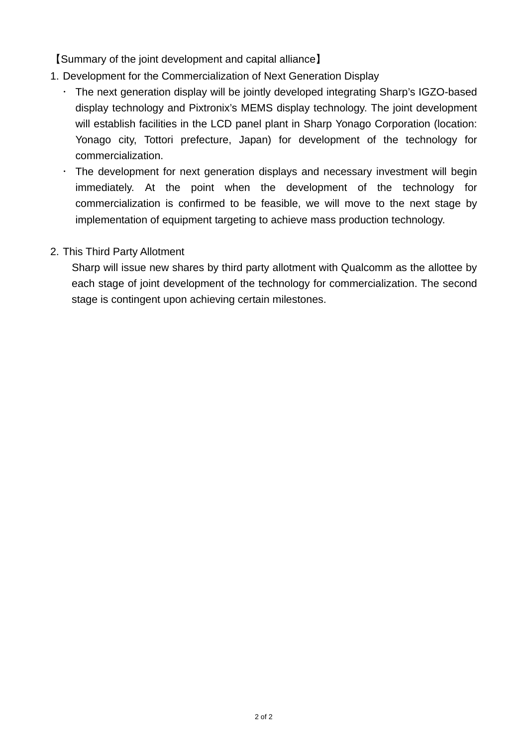【Summary of the joint development and capital alliance】

1. Development for the Commercialization of Next Generation Display
   - The next generation display will be jointly developed integrating Sharp's IGZO-based display technology and Pixtronix's MEMS display technology. The joint development will establish facilities in the LCD panel plant in Sharp Yonago Corporation (location: Yonago city, Tottori prefecture, Japan) for development of the technology for commercialization.
   - The development for next generation displays and necessary investment will begin immediately. At the point when the development of the technology for commercialization is confirmed to be feasible, we will move to the next stage by implementation of equipment targeting to achieve mass production technology.

2. This Third Party Allotment

   Sharp will issue new shares by third party allotment with Qualcomm as the allottee by each stage of joint development of the technology for commercialization. The second stage is contingent upon achieving certain milestones.